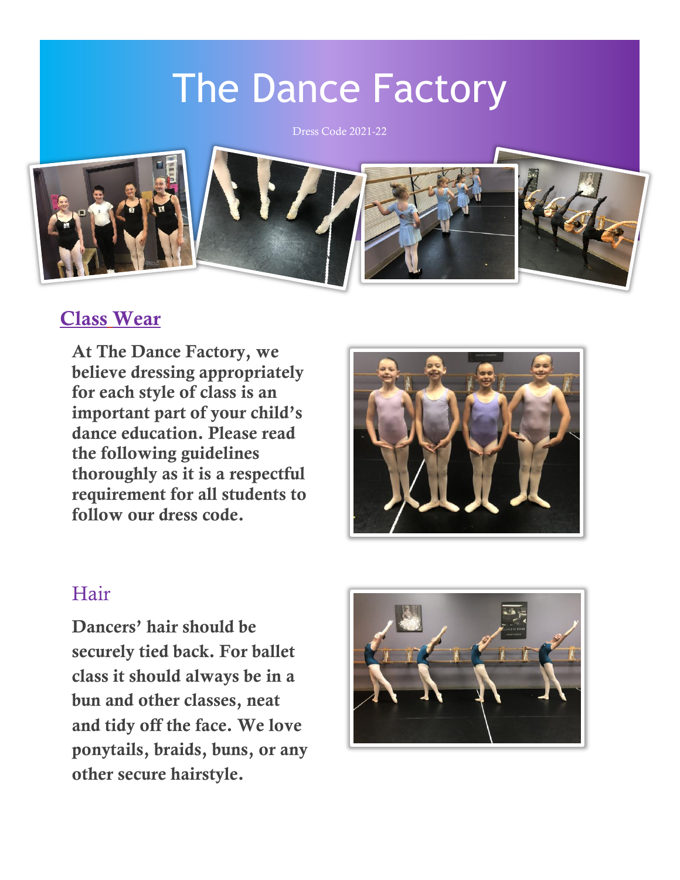# The Dance Factory

Dress Code 2021-22

## Class Wear

**At The Dance Factory, we believe dressing appropriately for each style of class is an important part of your child's dance education. Please read the following guidelines thoroughly as it is a respectful requirement for all students to follow our dress code.**

### Hair

**Dancers' hair should be securely tied back. For ballet class it should always be in a bun and other classes, neat and tidy off the face. We love ponytails, braids, buns, or any other secure hairstyle.**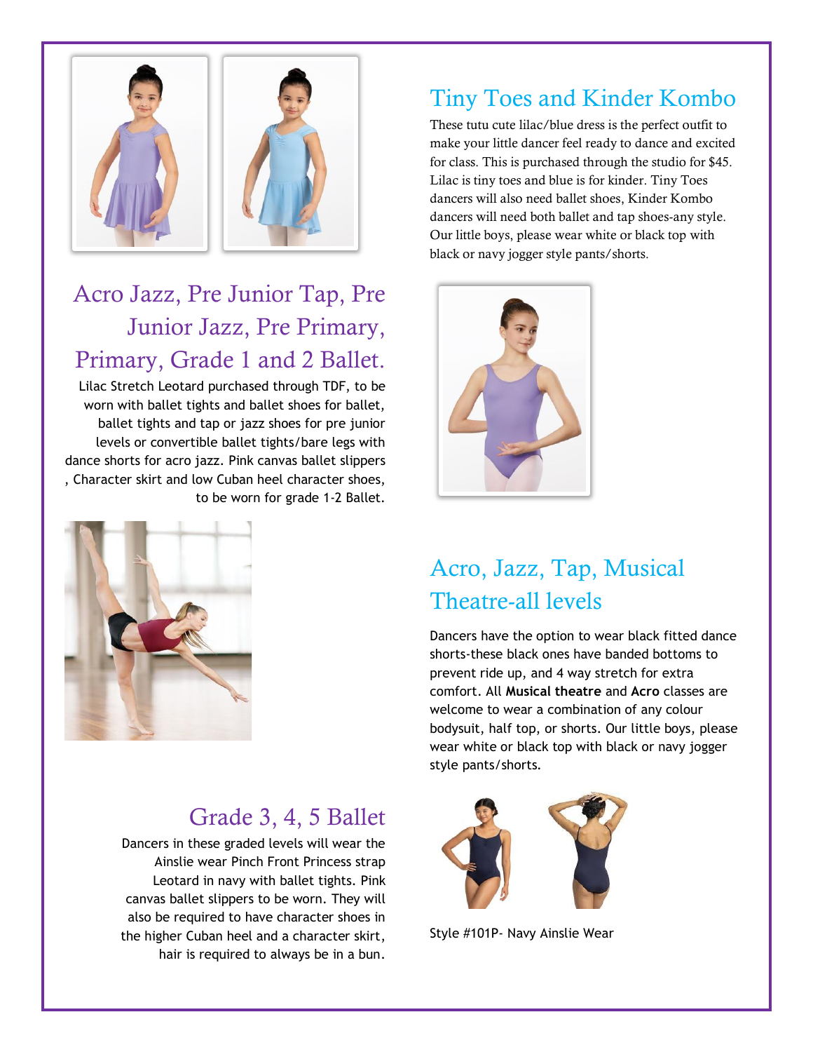## Tiny Toes and Kinder Kombo

These tutu cute lilac/blue dress is the perfect outfit to make your little dancer feel ready to dance and excited for class. This is purchased through the studio for $45. Lilac is tiny toes and blue is for kinder. Tiny Toes dancers will also need ballet shoes, Kinder Kombo dancers will need both ballet and tap shoes-any style. Our little boys, please wear white or black top with black or navy jogger style pants/shorts.

## Acro Jazz, Pre Junior Tap, Pre Junior Jazz, Pre Primary, Primary, Grade 1 and 2 Ballet.

Lilac Stretch Leotard purchased through TDF, to be worn with ballet tights and ballet shoes for ballet, ballet tights and tap or jazz shoes for pre junior levels or convertible ballet tights/bare legs with dance shorts for acro jazz. Pink canvas ballet slippers , Character skirt and low Cuban heel character shoes, to be worn for grade 1-2 Ballet.

## Acro, Jazz, Tap, Musical Theatre-all levels

Dancers have the option to wear black fitted dance shorts-these black ones have banded bottoms to prevent ride up, and 4 way stretch for extra comfort. All **Musical theatre** and **Acro** classes are welcome to wear a combination of any colour bodysuit, half top, or shorts. Our little boys, please wear white or black top with black or navy jogger style pants/shorts.

## Grade 3, 4, 5 Ballet

Dancers in these graded levels will wear the Ainslie wear Pinch Front Princess strap Leotard in navy with ballet tights. Pink canvas ballet slippers to be worn. They will also be required to have character shoes in the higher Cuban heel and a character skirt, hair is required to always be in a bun.

Style #101P- Navy Ainslie Wear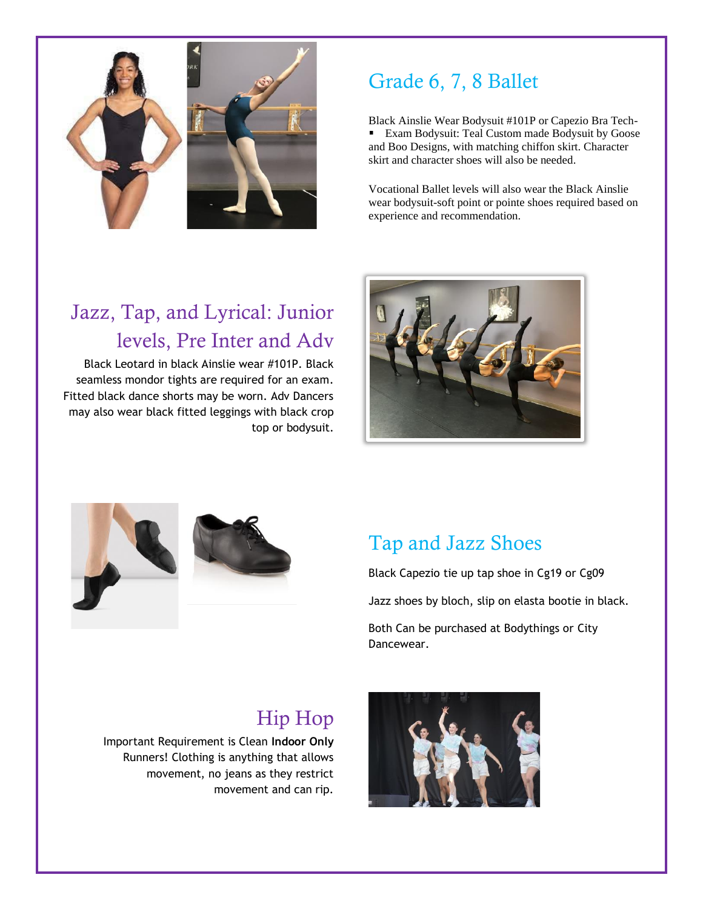## Grade 6, 7, 8 Ballet

Black Ainslie Wear Bodysuit #101P or Capezio Bra Tech-

- Exam Bodysuit: Teal Custom made Bodysuit by Goose and Boo Designs, with matching chiffon skirt. Character skirt and character shoes will also be needed.

Vocational Ballet levels will also wear the Black Ainslie wear bodysuit-soft point or pointe shoes required based on experience and recommendation.

## Jazz, Tap, and Lyrical: Junior levels, Pre Inter and Adv

Black Leotard in black Ainslie wear #101P. Black seamless mondor tights are required for an exam. Fitted black dance shorts may be worn. Adv Dancers may also wear black fitted leggings with black crop top or bodysuit.

## Tap and Jazz Shoes

Black Capezio tie up tap shoe in Cg19 or Cg09

Jazz shoes by bloch, slip on elasta bootie in black.

Both Can be purchased at Bodythings or City Dancewear.

## Hip Hop

Important Requirement is Clean **Indoor Only** Runners! Clothing is anything that allows movement, no jeans as they restrict movement and can rip.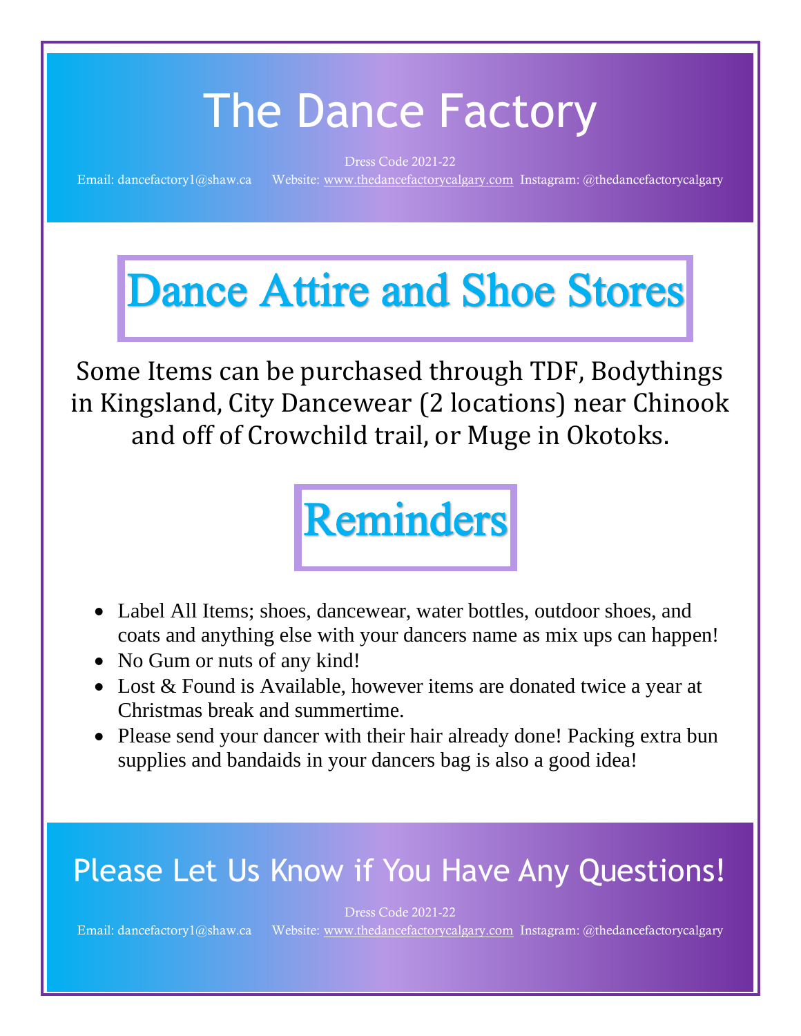# The Dance Factory

Dress Code 2021-22

Email: dancefactory1@shaw.ca Website: www.thedancefactorycalgary.com Instagram: @thedancefactorycalgary

## Dance Attire and Shoe Stores

Some Items can be purchased through TDF, Bodythings in Kingsland, City Dancewear (2 locations) near Chinook and off of Crowchild trail, or Muge in Okotoks.

## Reminders

- Label All Items; shoes, dancewear, water bottles, outdoor shoes, and coats and anything else with your dancers name as mix ups can happen!
- No Gum or nuts of any kind!
- Lost & Found is Available, however items are donated twice a year at Christmas break and summertime.
- Please send your dancer with their hair already done! Packing extra bun supplies and bandaids in your dancers bag is also a good idea!

## Please Let Us Know if You Have Any Questions!

Dress Code 2021-22

Email: dancefactory1@shaw.ca Website: www.thedancefactorycalgary.com Instagram: @thedancefactorycalgary